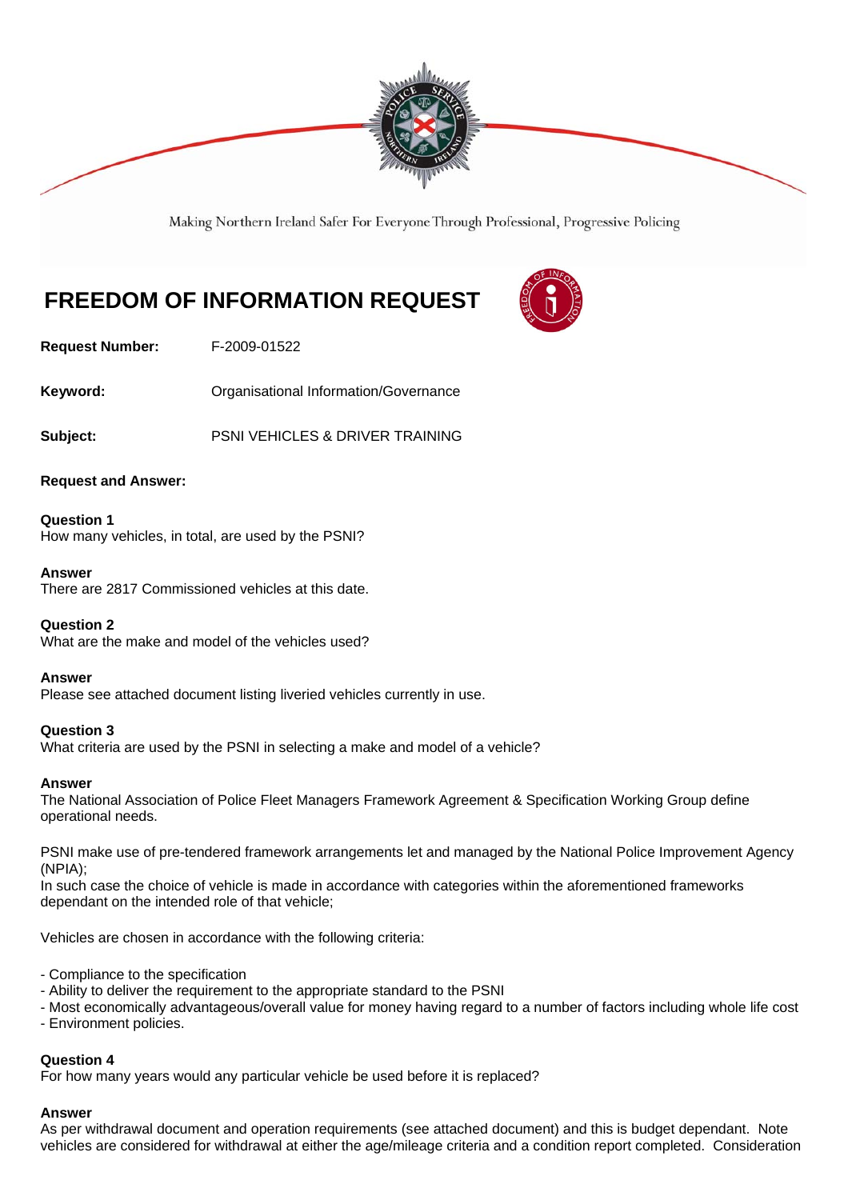Making Northern Ireland Safer For Everyone Through Professional, Progressive Policing

# FREEDOM OF INFORMATION REQUEST

**Request Number:** F-2009-01522

**Keyword:** Organisational Information/Governance

**Subject:** PSNI VEHICLES & DRIVER TRAINING

**Request and Answer:**

**Question 1**
How many vehicles, in total, are used by the PSNI?

**Answer**
There are 2817 Commissioned vehicles at this date.

**Question 2**
What are the make and model of the vehicles used?

**Answer**
Please see attached document listing liveried vehicles currently in use.

**Question 3**
What criteria are used by the PSNI in selecting a make and model of a vehicle?

**Answer**
The National Association of Police Fleet Managers Framework Agreement & Specification Working Group define operational needs.

PSNI make use of pre-tendered framework arrangements let and managed by the National Police Improvement Agency (NPIA);
In such case the choice of vehicle is made in accordance with categories within the aforementioned frameworks dependant on the intended role of that vehicle;

Vehicles are chosen in accordance with the following criteria:

- Compliance to the specification
- Ability to deliver the requirement to the appropriate standard to the PSNI
- Most economically advantageous/overall value for money having regard to a number of factors including whole life cost
- Environment policies.

**Question 4**
For how many years would any particular vehicle be used before it is replaced?

**Answer**
As per withdrawal document and operation requirements (see attached document) and this is budget dependant. Note vehicles are considered for withdrawal at either the age/mileage criteria and a condition report completed. Consideration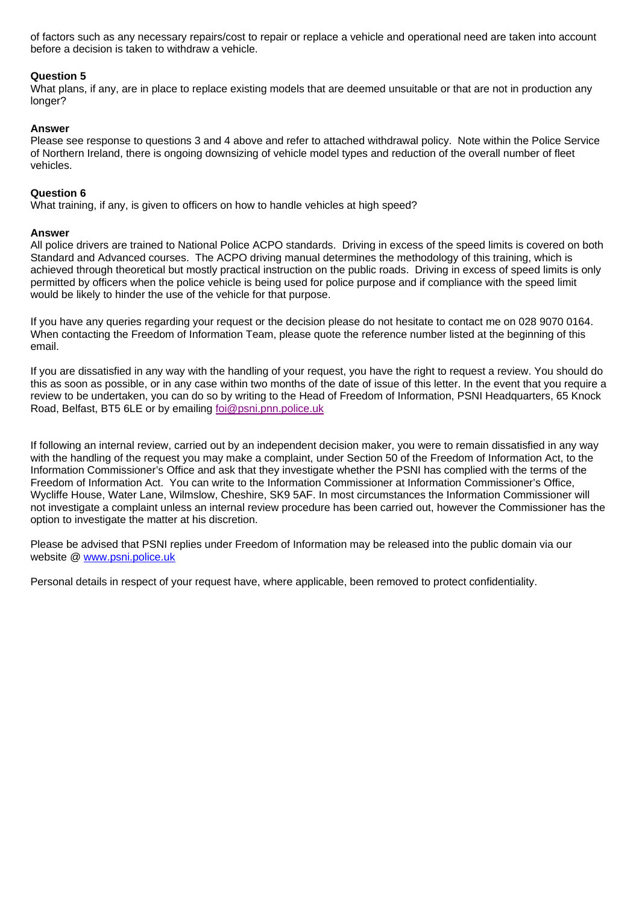of factors such as any necessary repairs/cost to repair or replace a vehicle and operational need are taken into account before a decision is taken to withdraw a vehicle.

**Question 5**
What plans, if any, are in place to replace existing models that are deemed unsuitable or that are not in production any longer?

**Answer**
Please see response to questions 3 and 4 above and refer to attached withdrawal policy. Note within the Police Service of Northern Ireland, there is ongoing downsizing of vehicle model types and reduction of the overall number of fleet vehicles.

**Question 6**
What training, if any, is given to officers on how to handle vehicles at high speed?

**Answer**
All police drivers are trained to National Police ACPO standards. Driving in excess of the speed limits is covered on both Standard and Advanced courses. The ACPO driving manual determines the methodology of this training, which is achieved through theoretical but mostly practical instruction on the public roads. Driving in excess of speed limits is only permitted by officers when the police vehicle is being used for police purpose and if compliance with the speed limit would be likely to hinder the use of the vehicle for that purpose.

If you have any queries regarding your request or the decision please do not hesitate to contact me on 028 9070 0164. When contacting the Freedom of Information Team, please quote the reference number listed at the beginning of this email.

If you are dissatisfied in any way with the handling of your request, you have the right to request a review. You should do this as soon as possible, or in any case within two months of the date of issue of this letter. In the event that you require a review to be undertaken, you can do so by writing to the Head of Freedom of Information, PSNI Headquarters, 65 Knock Road, Belfast, BT5 6LE or by emailing foi@psni.pnn.police.uk

If following an internal review, carried out by an independent decision maker, you were to remain dissatisfied in any way with the handling of the request you may make a complaint, under Section 50 of the Freedom of Information Act, to the Information Commissioner's Office and ask that they investigate whether the PSNI has complied with the terms of the Freedom of Information Act. You can write to the Information Commissioner at Information Commissioner's Office, Wycliffe House, Water Lane, Wilmslow, Cheshire, SK9 5AF. In most circumstances the Information Commissioner will not investigate a complaint unless an internal review procedure has been carried out, however the Commissioner has the option to investigate the matter at his discretion.

Please be advised that PSNI replies under Freedom of Information may be released into the public domain via our website @ www.psni.police.uk

Personal details in respect of your request have, where applicable, been removed to protect confidentiality.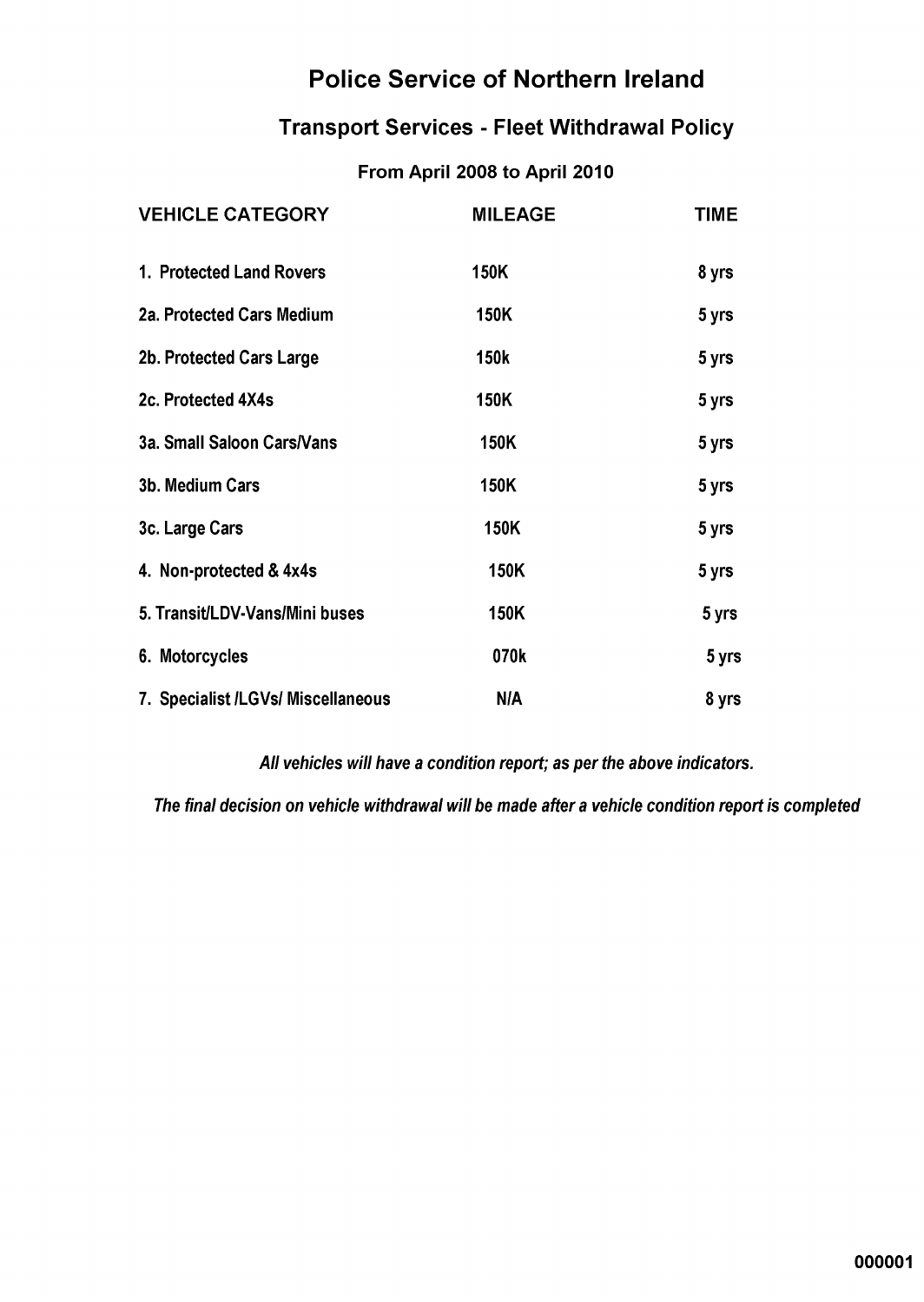# Police Service of Northern Ireland

## Transport Services - Fleet Withdrawal Policy

### From April 2008 to April 2010

| VEHICLE CATEGORY | MILEAGE | TIME |
|---|---|---|
| 1. Protected Land Rovers | 150K | 8 yrs |
| 2a. Protected Cars Medium | 150K | 5 yrs |
| 2b. Protected Cars Large | 150k | 5 yrs |
| 2c. Protected 4X4s | 150K | 5 yrs |
| 3a. Small Saloon Cars/Vans | 150K | 5 yrs |
| 3b. Medium Cars | 150K | 5 yrs |
| 3c. Large Cars | 150K | 5 yrs |
| 4. Non-protected & 4x4s | 150K | 5 yrs |
| 5. Transit/LDV-Vans/Mini buses | 150K | 5 yrs |
| 6. Motorcycles | 070k | 5 yrs |
| 7. Specialist /LGVs/ Miscellaneous | N/A | 8 yrs |

*All vehicles will have a condition report; as per the above indicators.*

*The final decision on vehicle withdrawal will be made after a vehicle condition report is completed*

000001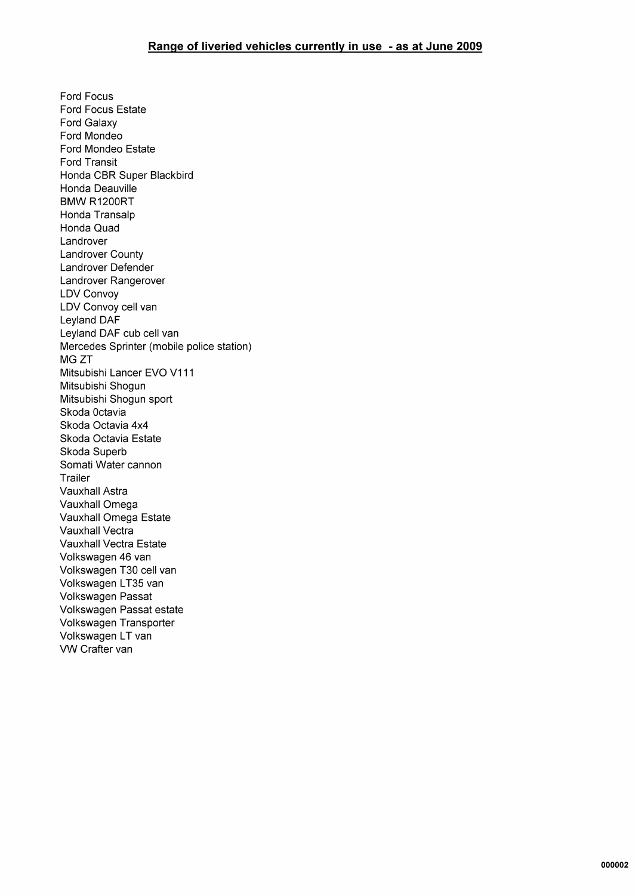## Range of liveried vehicles currently in use - as at June 2009

Ford Focus
Ford Focus Estate
Ford Galaxy
Ford Mondeo
Ford Mondeo Estate
Ford Transit
Honda CBR Super Blackbird
Honda Deauville
BMW R1200RT
Honda Transalp
Honda Quad
Landrover
Landrover County
Landrover Defender
Landrover Rangerover
LDV Convoy
LDV Convoy cell van
Leyland DAF
Leyland DAF cub cell van
Mercedes Sprinter (mobile police station)
MG ZT
Mitsubishi Lancer EVO V111
Mitsubishi Shogun
Mitsubishi Shogun sport
Skoda 0ctavia
Skoda Octavia 4x4
Skoda Octavia Estate
Skoda Superb
Somati Water cannon
Trailer
Vauxhall Astra
Vauxhall Omega
Vauxhall Omega Estate
Vauxhall Vectra
Vauxhall Vectra Estate
Volkswagen 46 van
Volkswagen T30 cell van
Volkswagen LT35 van
Volkswagen Passat
Volkswagen Passat estate
Volkswagen Transporter
Volkswagen LT van
VW Crafter van

000002